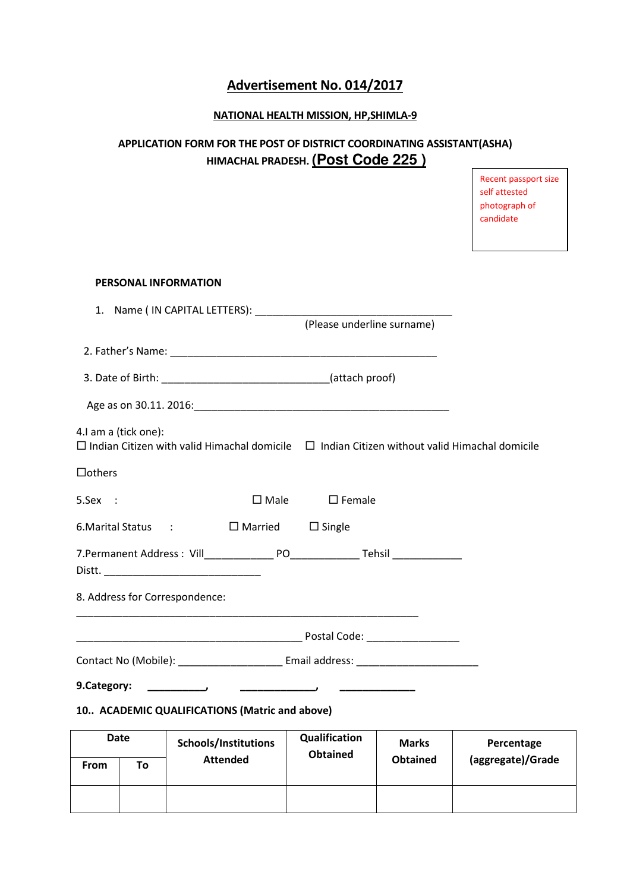# Advertisement No. 014/2017

**NATIONAL HEALTH MISSION, HP,SHIMLA-9**

**APPLICATION FORM FOR THE POST OF DISTRICT COORDINATING ASSISTANT(ASHA) HIMACHAL PRADESH. (Post Code 225 )**

Recent passport size self attested photograph of candidate

**PERSONAL INFORMATION**

1. Name ( IN CAPITAL LETTERS): ____________________________________
   (Please underline surname)

2. Father's Name: ______________________________________________

3. Date of Birth: _____________________________(attach proof)

Age as on 30.11. 2016:____________________________________________

4.I am a (tick one):
☐ Indian Citizen with valid Himachal domicile ☐ Indian Citizen without valid Himachal domicile

☐others

5.Sex : ☐ Male ☐ Female

6.Marital Status : ☐ Married ☐ Single

7.Permanent Address : Vill____________ PO____________ Tehsil ____________
Distt. ___________________________

8. Address for Correspondence:

__________________________________________________________

________________________________________ Postal Code: ________________

Contact No (Mobile): __________________ Email address: _____________________

**9.Category:** __________, _____________, _____________

**10.. ACADEMIC QUALIFICATIONS (Matric and above)**

| Date | | Schools/Institutions Attended | Qualification Obtained | Marks Obtained | Percentage (aggregate)/Grade |
|---|---|---|---|---|---|
| From | To | | | | |
| | | | | | |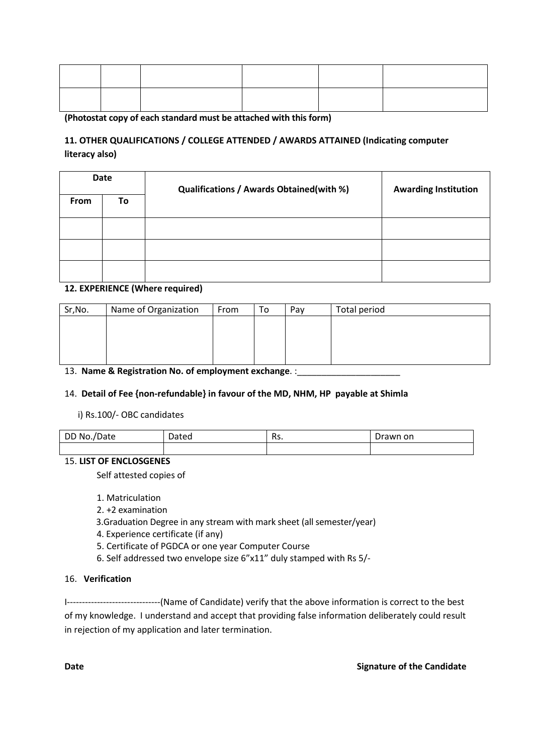| | | | | | |
|---|---|---|---|---|---|
| | | | | | |
| | | | | | |

**(Photostat copy of each standard must be attached with this form)**

**11. OTHER QUALIFICATIONS / COLLEGE ATTENDED / AWARDS ATTAINED (Indicating computer literacy also)**

| Date | | Qualifications / Awards Obtained(with %) | Awarding Institution |
|---|---|---|---|
| From | To | | |
| | | | |
| | | | |
| | | | |

**12. EXPERIENCE (Where required)**

| Sr,No. | Name of Organization | From | To | Pay | Total period |
|---|---|---|---|---|---|
| | | | | | |

13. **Name & Registration No. of employment exchange**. :_____________________

14. **Detail of Fee {non-refundable} in favour of the MD, NHM, HP payable at Shimla**

i) Rs.100/- OBC candidates

| DD No./Date | Dated | Rs. | Drawn on |
|---|---|---|---|
| | | | |

15. **LIST OF ENCLOSGENES**

Self attested copies of

1. Matriculation
2. +2 examination
3. Graduation Degree in any stream with mark sheet (all semester/year)
4. Experience certificate (if any)
5. Certificate of PGDCA or one year Computer Course
6. Self addressed two envelope size 6"x11" duly stamped with Rs 5/-

16. **Verification**

I-------------------------------(Name of Candidate) verify that the above information is correct to the best of my knowledge. I understand and accept that providing false information deliberately could result in rejection of my application and later termination.

**Date** **Signature of the Candidate**